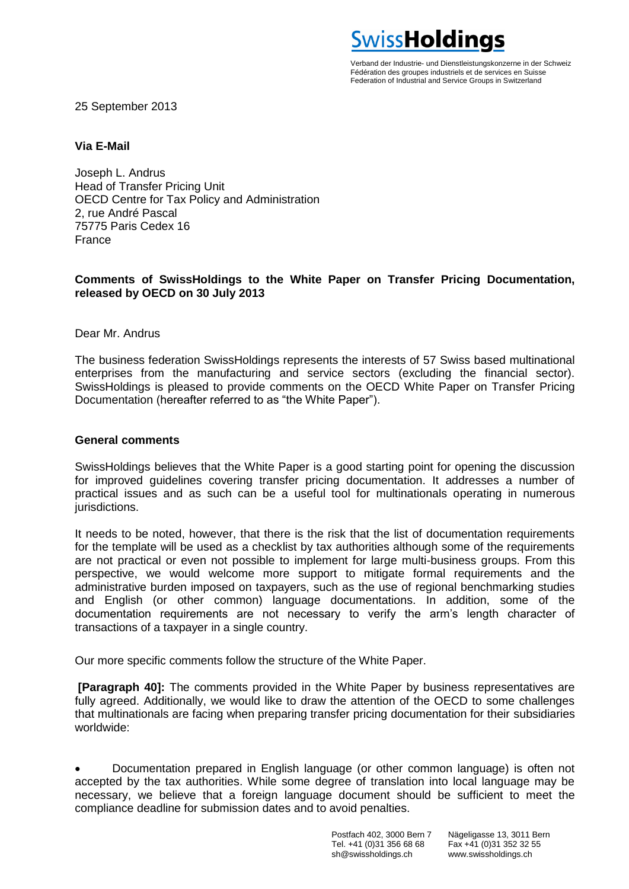**SwissHoldings**

Verband der Industrie- und Dienstleistungskonzerne in der Schweiz
Fédération des groupes industriels et de services en Suisse
Federation of Industrial and Service Groups in Switzerland

25 September 2013

**Via E-Mail**

Joseph L. Andrus
Head of Transfer Pricing Unit
OECD Centre for Tax Policy and Administration
2, rue André Pascal
75775 Paris Cedex 16
France

**Comments of SwissHoldings to the White Paper on Transfer Pricing Documentation, released by OECD on 30 July 2013**

Dear Mr. Andrus

The business federation SwissHoldings represents the interests of 57 Swiss based multinational enterprises from the manufacturing and service sectors (excluding the financial sector). SwissHoldings is pleased to provide comments on the OECD White Paper on Transfer Pricing Documentation (hereafter referred to as "the White Paper").

## General comments

SwissHoldings believes that the White Paper is a good starting point for opening the discussion for improved guidelines covering transfer pricing documentation. It addresses a number of practical issues and as such can be a useful tool for multinationals operating in numerous jurisdictions.

It needs to be noted, however, that there is the risk that the list of documentation requirements for the template will be used as a checklist by tax authorities although some of the requirements are not practical or even not possible to implement for large multi-business groups. From this perspective, we would welcome more support to mitigate formal requirements and the administrative burden imposed on taxpayers, such as the use of regional benchmarking studies and English (or other common) language documentations. In addition, some of the documentation requirements are not necessary to verify the arm's length character of transactions of a taxpayer in a single country.

Our more specific comments follow the structure of the White Paper.

**[Paragraph 40]:** The comments provided in the White Paper by business representatives are fully agreed. Additionally, we would like to draw the attention of the OECD to some challenges that multinationals are facing when preparing transfer pricing documentation for their subsidiaries worldwide:

- Documentation prepared in English language (or other common language) is often not accepted by the tax authorities. While some degree of translation into local language may be necessary, we believe that a foreign language document should be sufficient to meet the compliance deadline for submission dates and to avoid penalties.

Postfach 402, 3000 Bern 7 | Nägeligasse 13, 3011 Bern
Tel. +41 (0)31 356 68 68 | Fax +41 (0)31 352 32 55
sh@swissholdings.ch | www.swissholdings.ch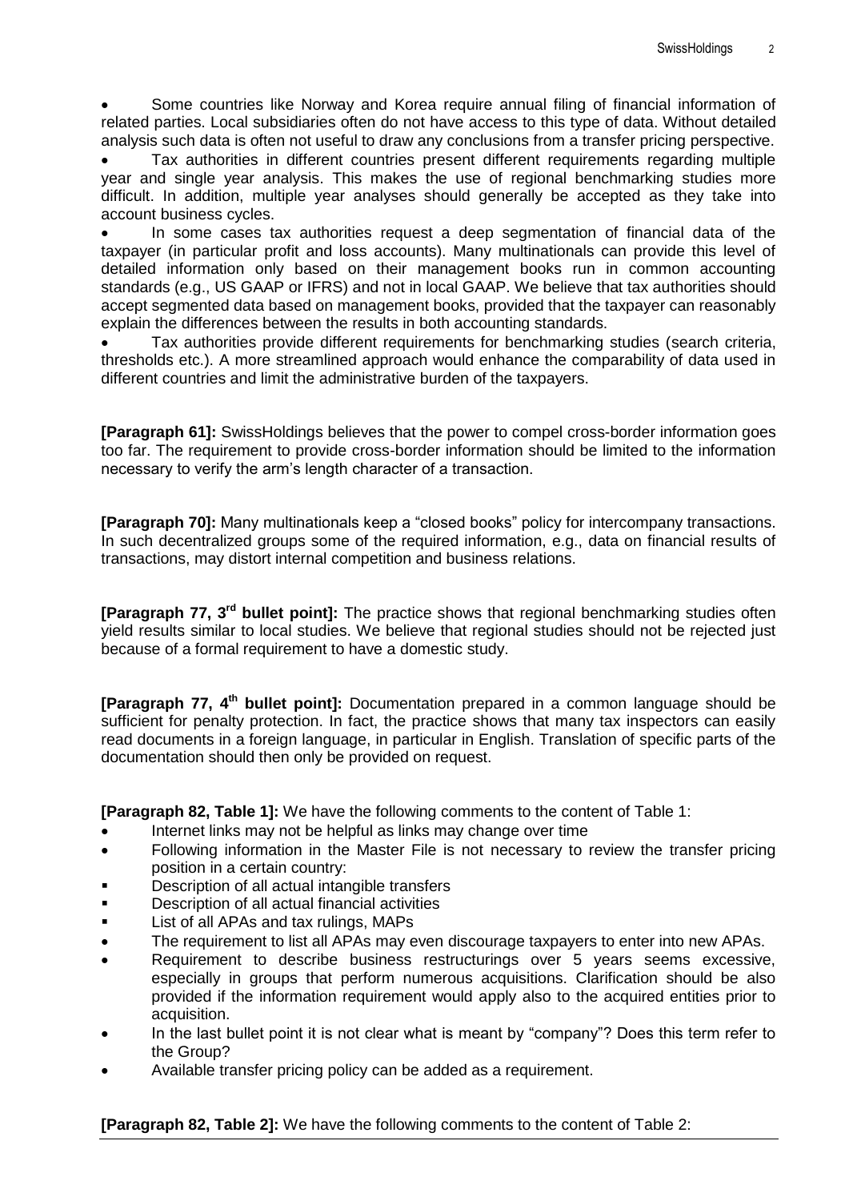- Some countries like Norway and Korea require annual filing of financial information of related parties. Local subsidiaries often do not have access to this type of data. Without detailed analysis such data is often not useful to draw any conclusions from a transfer pricing perspective.
- Tax authorities in different countries present different requirements regarding multiple year and single year analysis. This makes the use of regional benchmarking studies more difficult. In addition, multiple year analyses should generally be accepted as they take into account business cycles.
- In some cases tax authorities request a deep segmentation of financial data of the taxpayer (in particular profit and loss accounts). Many multinationals can provide this level of detailed information only based on their management books run in common accounting standards (e.g., US GAAP or IFRS) and not in local GAAP. We believe that tax authorities should accept segmented data based on management books, provided that the taxpayer can reasonably explain the differences between the results in both accounting standards.
- Tax authorities provide different requirements for benchmarking studies (search criteria, thresholds etc.). A more streamlined approach would enhance the comparability of data used in different countries and limit the administrative burden of the taxpayers.

**[Paragraph 61]:** SwissHoldings believes that the power to compel cross-border information goes too far. The requirement to provide cross-border information should be limited to the information necessary to verify the arm's length character of a transaction.

**[Paragraph 70]:** Many multinationals keep a "closed books" policy for intercompany transactions. In such decentralized groups some of the required information, e.g., data on financial results of transactions, may distort internal competition and business relations.

**[Paragraph 77, 3rd bullet point]:** The practice shows that regional benchmarking studies often yield results similar to local studies. We believe that regional studies should not be rejected just because of a formal requirement to have a domestic study.

**[Paragraph 77, 4th bullet point]:** Documentation prepared in a common language should be sufficient for penalty protection. In fact, the practice shows that many tax inspectors can easily read documents in a foreign language, in particular in English. Translation of specific parts of the documentation should then only be provided on request.

**[Paragraph 82, Table 1]:** We have the following comments to the content of Table 1:

- Internet links may not be helpful as links may change over time
- Following information in the Master File is not necessary to review the transfer pricing position in a certain country:
  - Description of all actual intangible transfers
  - Description of all actual financial activities
  - List of all APAs and tax rulings, MAPs
- The requirement to list all APAs may even discourage taxpayers to enter into new APAs.
- Requirement to describe business restructurings over 5 years seems excessive, especially in groups that perform numerous acquisitions. Clarification should be also provided if the information requirement would apply also to the acquired entities prior to acquisition.
- In the last bullet point it is not clear what is meant by "company"? Does this term refer to the Group?
- Available transfer pricing policy can be added as a requirement.

**[Paragraph 82, Table 2]:** We have the following comments to the content of Table 2: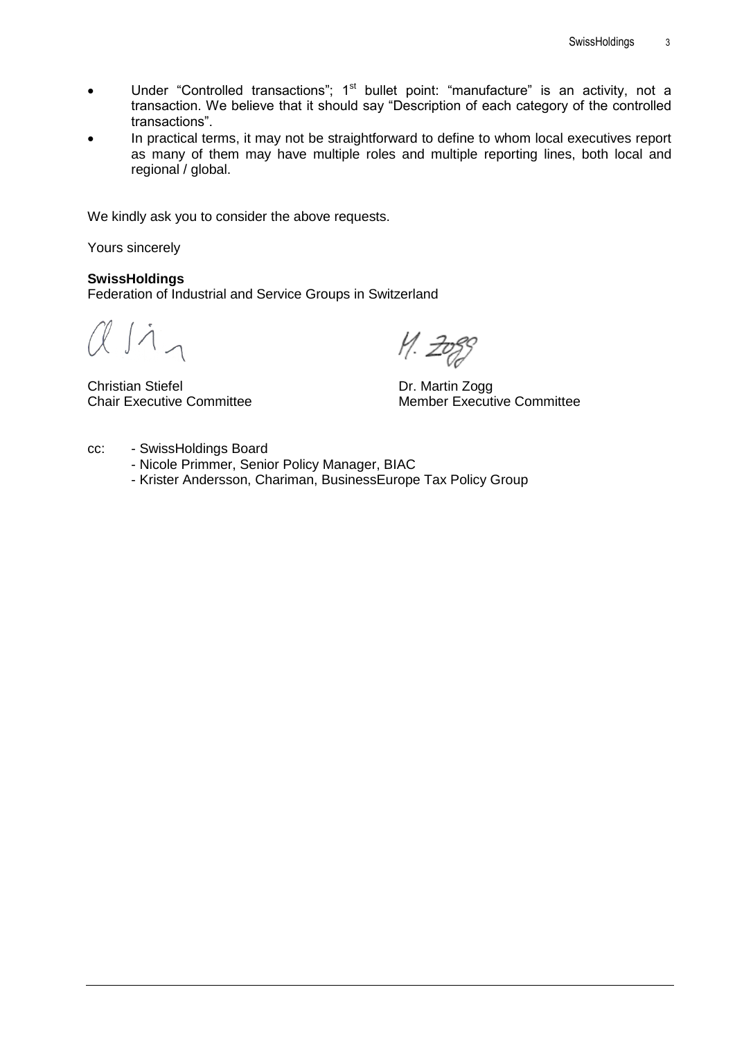- Under “Controlled transactions”; 1st bullet point: “manufacture” is an activity, not a transaction. We believe that it should say “Description of each category of the controlled transactions”.
- In practical terms, it may not be straightforward to define to whom local executives report as many of them may have multiple roles and multiple reporting lines, both local and regional / global.

We kindly ask you to consider the above requests.

Yours sincerely

**SwissHoldings**
Federation of Industrial and Service Groups in Switzerland

Christian Stiefel
Chair Executive Committee

Dr. Martin Zogg
Member Executive Committee

cc: - SwissHoldings Board
- Nicole Primmer, Senior Policy Manager, BIAC
- Krister Andersson, Chariman, BusinessEurope Tax Policy Group